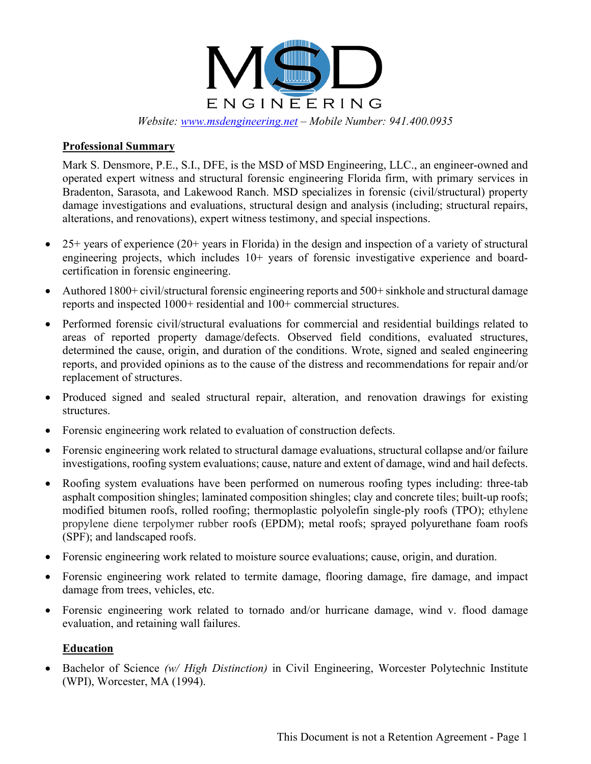# MSD ENGINEERING

*Website: [www.msdengineering.net](http://www.msdengineering.net) – Mobile Number: 941.400.0935*

**Professional Summary**

Mark S. Densmore, P.E., S.I., DFE, is the MSD of MSD Engineering, LLC., an engineer-owned and operated expert witness and structural forensic engineering Florida firm, with primary services in Bradenton, Sarasota, and Lakewood Ranch. MSD specializes in forensic (civil/structural) property damage investigations and evaluations, structural design and analysis (including; structural repairs, alterations, and renovations), expert witness testimony, and special inspections.

- 25+ years of experience (20+ years in Florida) in the design and inspection of a variety of structural engineering projects, which includes 10+ years of forensic investigative experience and board-certification in forensic engineering.
- Authored 1800+ civil/structural forensic engineering reports and 500+ sinkhole and structural damage reports and inspected 1000+ residential and 100+ commercial structures.
- Performed forensic civil/structural evaluations for commercial and residential buildings related to areas of reported property damage/defects. Observed field conditions, evaluated structures, determined the cause, origin, and duration of the conditions. Wrote, signed and sealed engineering reports, and provided opinions as to the cause of the distress and recommendations for repair and/or replacement of structures.
- Produced signed and sealed structural repair, alteration, and renovation drawings for existing structures.
- Forensic engineering work related to evaluation of construction defects.
- Forensic engineering work related to structural damage evaluations, structural collapse and/or failure investigations, roofing system evaluations; cause, nature and extent of damage, wind and hail defects.
- Roofing system evaluations have been performed on numerous roofing types including: three-tab asphalt composition shingles; laminated composition shingles; clay and concrete tiles; built-up roofs; modified bitumen roofs, rolled roofing; thermoplastic polyolefin single-ply roofs (TPO); ethylene propylene diene terpolymer rubber roofs (EPDM); metal roofs; sprayed polyurethane foam roofs (SPF); and landscaped roofs.
- Forensic engineering work related to moisture source evaluations; cause, origin, and duration.
- Forensic engineering work related to termite damage, flooring damage, fire damage, and impact damage from trees, vehicles, etc.
- Forensic engineering work related to tornado and/or hurricane damage, wind v. flood damage evaluation, and retaining wall failures.

**Education**

- Bachelor of Science *(w/ High Distinction)* in Civil Engineering, Worcester Polytechnic Institute (WPI), Worcester, MA (1994).

This Document is not a Retention Agreement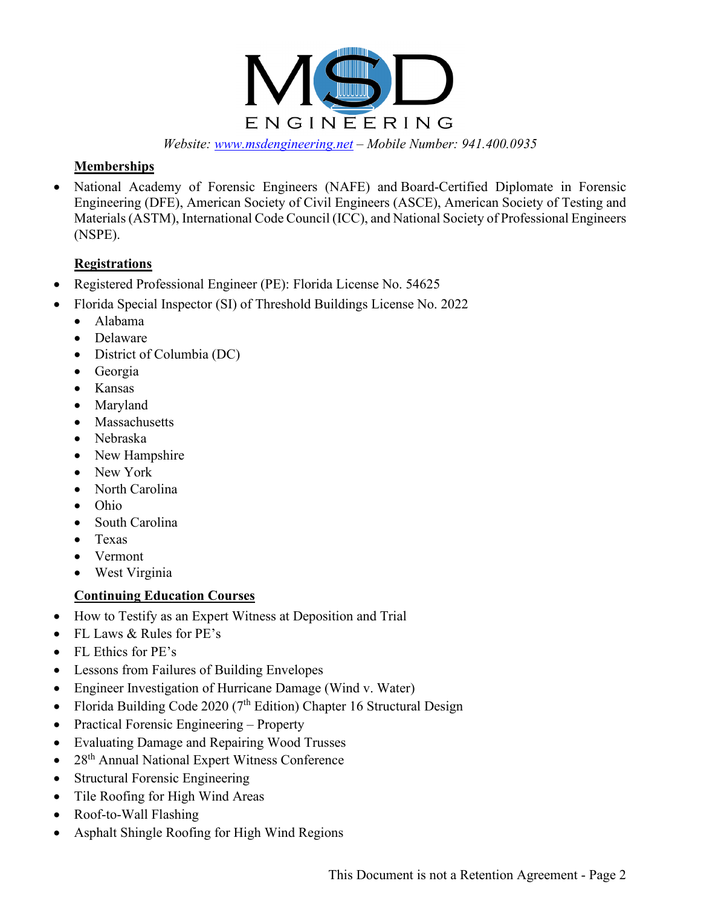MSD ENGINEERING

*Website: www.msdengineering.net – Mobile Number: 941.400.0935*

**Memberships**

- National Academy of Forensic Engineers (NAFE) and Board-Certified Diplomate in Forensic Engineering (DFE), American Society of Civil Engineers (ASCE), American Society of Testing and Materials (ASTM), International Code Council (ICC), and National Society of Professional Engineers (NSPE).

**Registrations**

- Registered Professional Engineer (PE): Florida License No. 54625
- Florida Special Inspector (SI) of Threshold Buildings License No. 2022
  - Alabama
  - Delaware
  - District of Columbia (DC)
  - Georgia
  - Kansas
  - Maryland
  - Massachusetts
  - Nebraska
  - New Hampshire
  - New York
  - North Carolina
  - Ohio
  - South Carolina
  - Texas
  - Vermont
  - West Virginia

**Continuing Education Courses**

- How to Testify as an Expert Witness at Deposition and Trial
- FL Laws & Rules for PE's
- FL Ethics for PE's
- Lessons from Failures of Building Envelopes
- Engineer Investigation of Hurricane Damage (Wind v. Water)
- Florida Building Code 2020 (7th Edition) Chapter 16 Structural Design
- Practical Forensic Engineering – Property
- Evaluating Damage and Repairing Wood Trusses
- 28th Annual National Expert Witness Conference
- Structural Forensic Engineering
- Tile Roofing for High Wind Areas
- Roof-to-Wall Flashing
- Asphalt Shingle Roofing for High Wind Regions

This Document is not a Retention Agreement